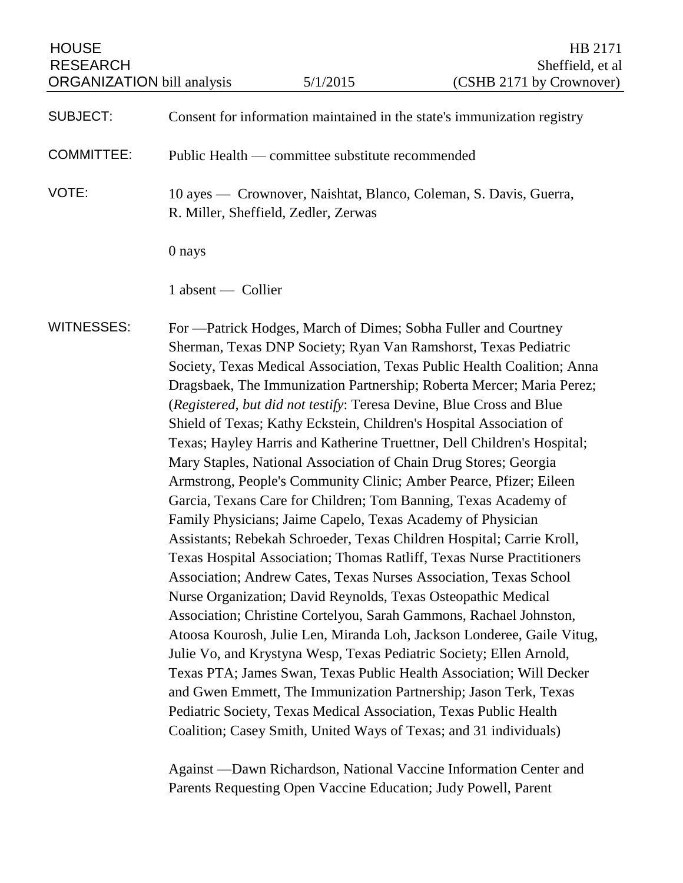HOUSE RESEARCH ORGANIZATION bill analysis | 5/1/2015 | HB 2171 Sheffield, et al (CSHB 2171 by Crownover)

SUBJECT: Consent for information maintained in the state's immunization registry

COMMITTEE: Public Health — committee substitute recommended

VOTE: 10 ayes — Crownover, Naishtat, Blanco, Coleman, S. Davis, Guerra, R. Miller, Sheffield, Zedler, Zerwas

0 nays

1 absent — Collier

WITNESSES: For —Patrick Hodges, March of Dimes; Sobha Fuller and Courtney Sherman, Texas DNP Society; Ryan Van Ramshorst, Texas Pediatric Society, Texas Medical Association, Texas Public Health Coalition; Anna Dragsbaek, The Immunization Partnership; Roberta Mercer; Maria Perez; (*Registered, but did not testify*: Teresa Devine, Blue Cross and Blue Shield of Texas; Kathy Eckstein, Children's Hospital Association of Texas; Hayley Harris and Katherine Truettner, Dell Children's Hospital; Mary Staples, National Association of Chain Drug Stores; Georgia Armstrong, People's Community Clinic; Amber Pearce, Pfizer; Eileen Garcia, Texans Care for Children; Tom Banning, Texas Academy of Family Physicians; Jaime Capelo, Texas Academy of Physician Assistants; Rebekah Schroeder, Texas Children Hospital; Carrie Kroll, Texas Hospital Association; Thomas Ratliff, Texas Nurse Practitioners Association; Andrew Cates, Texas Nurses Association, Texas School Nurse Organization; David Reynolds, Texas Osteopathic Medical Association; Christine Cortelyou, Sarah Gammons, Rachael Johnston, Atoosa Kourosh, Julie Len, Miranda Loh, Jackson Londeree, Gaile Vitug, Julie Vo, and Krystyna Wesp, Texas Pediatric Society; Ellen Arnold, Texas PTA; James Swan, Texas Public Health Association; Will Decker and Gwen Emmett, The Immunization Partnership; Jason Terk, Texas Pediatric Society, Texas Medical Association, Texas Public Health Coalition; Casey Smith, United Ways of Texas; and 31 individuals)

Against —Dawn Richardson, National Vaccine Information Center and Parents Requesting Open Vaccine Education; Judy Powell, Parent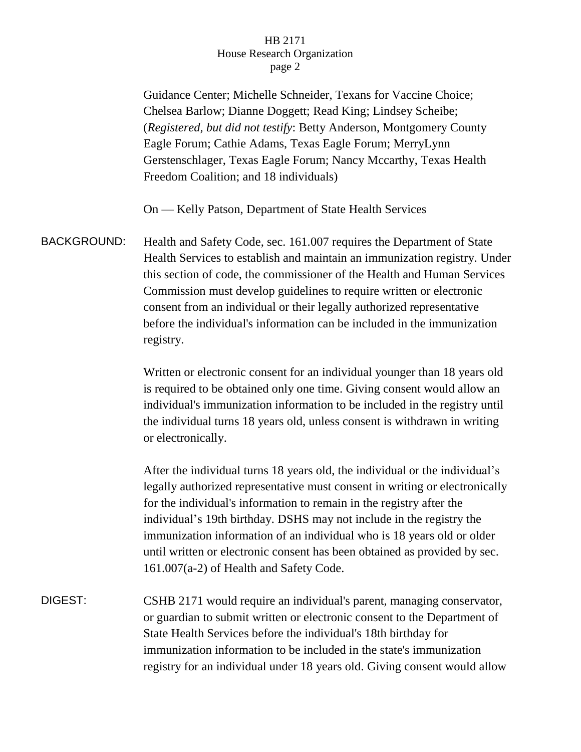Guidance Center; Michelle Schneider, Texans for Vaccine Choice; Chelsea Barlow; Dianne Doggett; Read King; Lindsey Scheibe; (*Registered, but did not testify*: Betty Anderson, Montgomery County Eagle Forum; Cathie Adams, Texas Eagle Forum; MerryLynn Gerstenschlager, Texas Eagle Forum; Nancy Mccarthy, Texas Health Freedom Coalition; and 18 individuals)

On — Kelly Patson, Department of State Health Services

**BACKGROUND:** Health and Safety Code, sec. 161.007 requires the Department of State Health Services to establish and maintain an immunization registry. Under this section of code, the commissioner of the Health and Human Services Commission must develop guidelines to require written or electronic consent from an individual or their legally authorized representative before the individual's information can be included in the immunization registry.

Written or electronic consent for an individual younger than 18 years old is required to be obtained only one time. Giving consent would allow an individual's immunization information to be included in the registry until the individual turns 18 years old, unless consent is withdrawn in writing or electronically.

After the individual turns 18 years old, the individual or the individual's legally authorized representative must consent in writing or electronically for the individual's information to remain in the registry after the individual's 19th birthday. DSHS may not include in the registry the immunization information of an individual who is 18 years old or older until written or electronic consent has been obtained as provided by sec. 161.007(a-2) of Health and Safety Code.

**DIGEST:** CSHB 2171 would require an individual's parent, managing conservator, or guardian to submit written or electronic consent to the Department of State Health Services before the individual's 18th birthday for immunization information to be included in the state's immunization registry for an individual under 18 years old. Giving consent would allow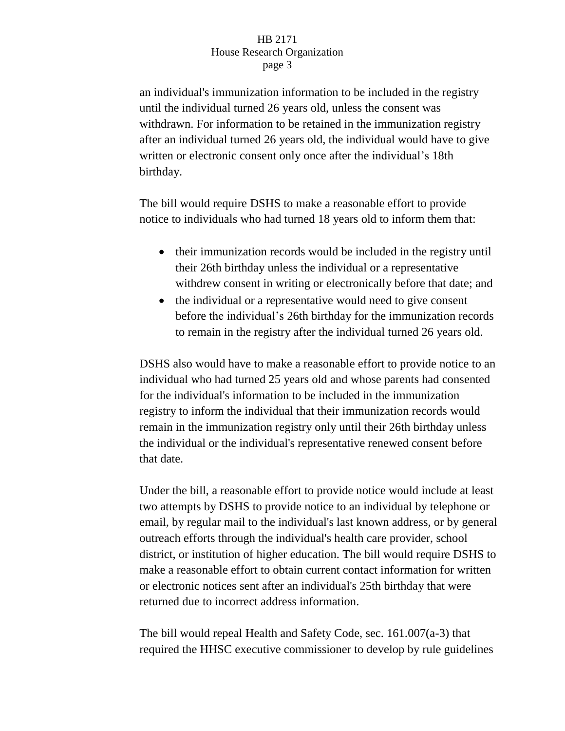an individual's immunization information to be included in the registry until the individual turned 26 years old, unless the consent was withdrawn. For information to be retained in the immunization registry after an individual turned 26 years old, the individual would have to give written or electronic consent only once after the individual’s 18th birthday.

The bill would require DSHS to make a reasonable effort to provide notice to individuals who had turned 18 years old to inform them that:

- their immunization records would be included in the registry until their 26th birthday unless the individual or a representative withdrew consent in writing or electronically before that date; and
- the individual or a representative would need to give consent before the individual’s 26th birthday for the immunization records to remain in the registry after the individual turned 26 years old.

DSHS also would have to make a reasonable effort to provide notice to an individual who had turned 25 years old and whose parents had consented for the individual's information to be included in the immunization registry to inform the individual that their immunization records would remain in the immunization registry only until their 26th birthday unless the individual or the individual's representative renewed consent before that date.

Under the bill, a reasonable effort to provide notice would include at least two attempts by DSHS to provide notice to an individual by telephone or email, by regular mail to the individual's last known address, or by general outreach efforts through the individual's health care provider, school district, or institution of higher education. The bill would require DSHS to make a reasonable effort to obtain current contact information for written or electronic notices sent after an individual's 25th birthday that were returned due to incorrect address information.

The bill would repeal Health and Safety Code, sec. 161.007(a-3) that required the HHSC executive commissioner to develop by rule guidelines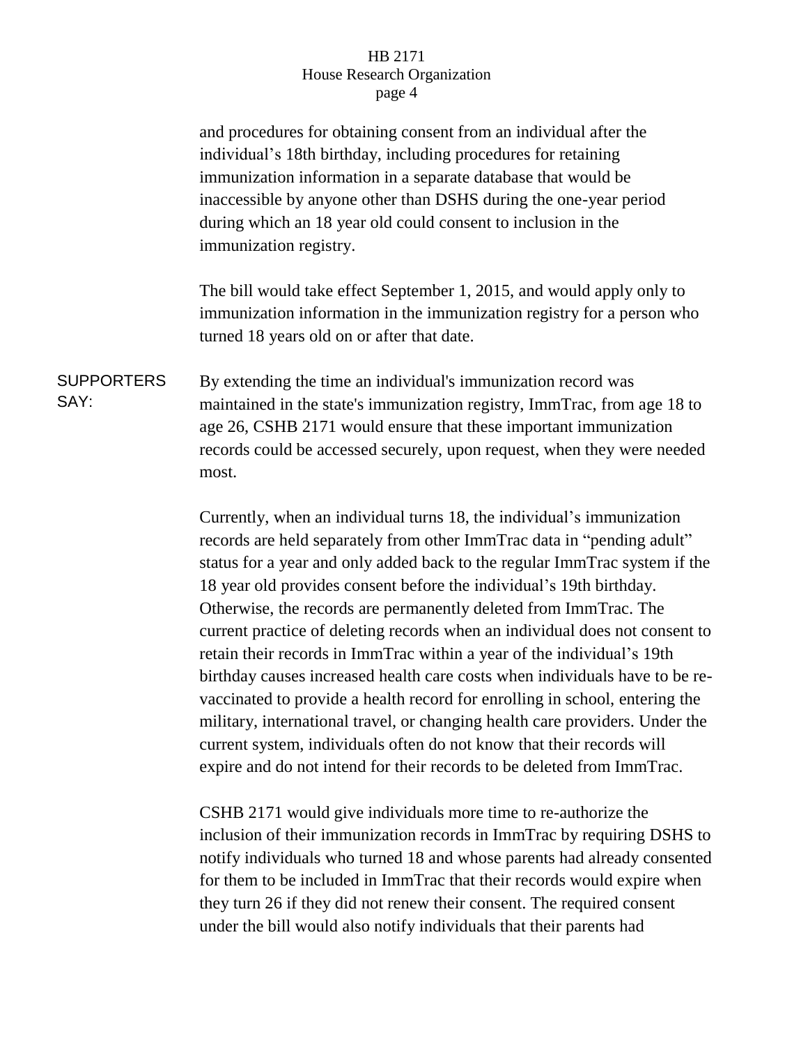and procedures for obtaining consent from an individual after the individual's 18th birthday, including procedures for retaining immunization information in a separate database that would be inaccessible by anyone other than DSHS during the one-year period during which an 18 year old could consent to inclusion in the immunization registry.

The bill would take effect September 1, 2015, and would apply only to immunization information in the immunization registry for a person who turned 18 years old on or after that date.

**SUPPORTERS SAY:**

By extending the time an individual's immunization record was maintained in the state's immunization registry, ImmTrac, from age 18 to age 26, CSHB 2171 would ensure that these important immunization records could be accessed securely, upon request, when they were needed most.

Currently, when an individual turns 18, the individual's immunization records are held separately from other ImmTrac data in "pending adult" status for a year and only added back to the regular ImmTrac system if the 18 year old provides consent before the individual's 19th birthday. Otherwise, the records are permanently deleted from ImmTrac. The current practice of deleting records when an individual does not consent to retain their records in ImmTrac within a year of the individual's 19th birthday causes increased health care costs when individuals have to be re-vaccinated to provide a health record for enrolling in school, entering the military, international travel, or changing health care providers. Under the current system, individuals often do not know that their records will expire and do not intend for their records to be deleted from ImmTrac.

CSHB 2171 would give individuals more time to re-authorize the inclusion of their immunization records in ImmTrac by requiring DSHS to notify individuals who turned 18 and whose parents had already consented for them to be included in ImmTrac that their records would expire when they turn 26 if they did not renew their consent. The required consent under the bill would also notify individuals that their parents had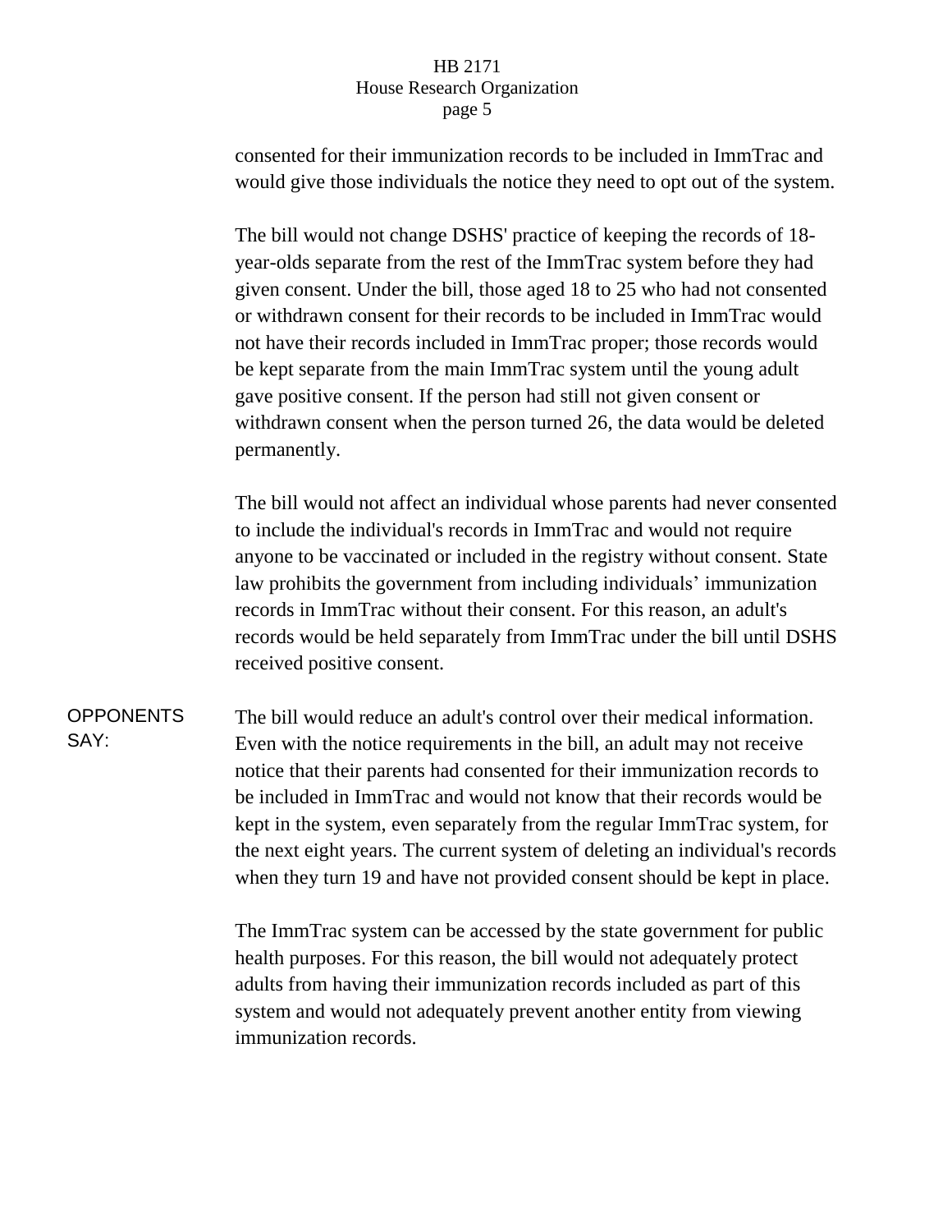consented for their immunization records to be included in ImmTrac and would give those individuals the notice they need to opt out of the system.

The bill would not change DSHS' practice of keeping the records of 18-year-olds separate from the rest of the ImmTrac system before they had given consent. Under the bill, those aged 18 to 25 who had not consented or withdrawn consent for their records to be included in ImmTrac would not have their records included in ImmTrac proper; those records would be kept separate from the main ImmTrac system until the young adult gave positive consent. If the person had still not given consent or withdrawn consent when the person turned 26, the data would be deleted permanently.

The bill would not affect an individual whose parents had never consented to include the individual's records in ImmTrac and would not require anyone to be vaccinated or included in the registry without consent. State law prohibits the government from including individuals' immunization records in ImmTrac without their consent. For this reason, an adult's records would be held separately from ImmTrac under the bill until DSHS received positive consent.

OPPONENTS SAY:

The bill would reduce an adult's control over their medical information. Even with the notice requirements in the bill, an adult may not receive notice that their parents had consented for their immunization records to be included in ImmTrac and would not know that their records would be kept in the system, even separately from the regular ImmTrac system, for the next eight years. The current system of deleting an individual's records when they turn 19 and have not provided consent should be kept in place.

The ImmTrac system can be accessed by the state government for public health purposes. For this reason, the bill would not adequately protect adults from having their immunization records included as part of this system and would not adequately prevent another entity from viewing immunization records.